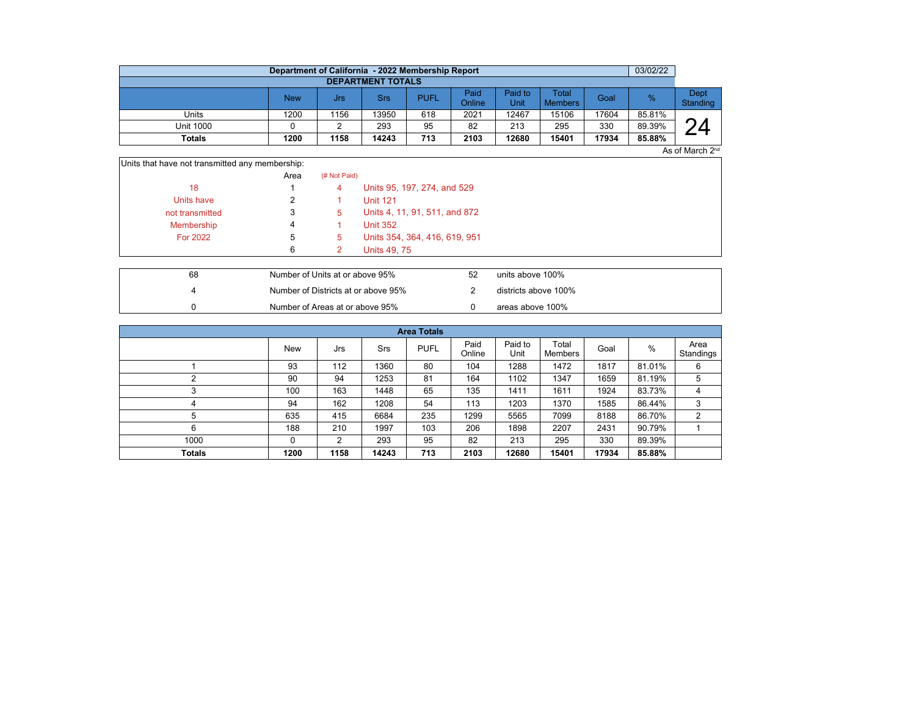# Department of California - 2022 Membership Report

03/02/22

## DEPARTMENT TOTALS

| | New | Jrs | Srs | PUFL | Paid Online | Paid to Unit | Total Members | Goal | % | Dept Standing |
|---|---|---|---|---|---|---|---|---|---|---|
| Units | 1200 | 1156 | 13950 | 618 | 2021 | 12467 | 15106 | 17604 | 85.81% | 24 |
| Unit 1000 | 0 | 2 | 293 | 95 | 82 | 213 | 295 | 330 | 89.39% | |
| **Totals** | **1200** | **1158** | **14243** | **713** | **2103** | **12680** | **15401** | **17934** | **85.88%** | |

As of March 2nd

Units that have not transmitted any membership:

18 Units have not transmitted Membership For 2022

| Area | (# Not Paid) | |
|---|---|---|
| 1 | 4 | Units 95, 197, 274, and 529 |
| 2 | 1 | Unit 121 |
| 3 | 5 | Units 4, 11, 91, 511, and 872 |
| 4 | 1 | Unit 352 |
| 5 | 5 | Units 354, 364, 416, 619, 951 |
| 6 | 2 | Units 49, 75 |

| | | | |
|---|---|---|---|
| 68 | Number of Units at or above 95% | 52 | units above 100% |
| 4 | Number of Districts at or above 95% | 2 | districts above 100% |
| 0 | Number of Areas at or above 95% | 0 | areas above 100% |

## Area Totals

| | New | Jrs | Srs | PUFL | Paid Online | Paid to Unit | Total Members | Goal | % | Area Standings |
|---|---|---|---|---|---|---|---|---|---|---|
| 1 | 93 | 112 | 1360 | 80 | 104 | 1288 | 1472 | 1817 | 81.01% | 6 |
| 2 | 90 | 94 | 1253 | 81 | 164 | 1102 | 1347 | 1659 | 81.19% | 5 |
| 3 | 100 | 163 | 1448 | 65 | 135 | 1411 | 1611 | 1924 | 83.73% | 4 |
| 4 | 94 | 162 | 1208 | 54 | 113 | 1203 | 1370 | 1585 | 86.44% | 3 |
| 5 | 635 | 415 | 6684 | 235 | 1299 | 5565 | 7099 | 8188 | 86.70% | 2 |
| 6 | 188 | 210 | 1997 | 103 | 206 | 1898 | 2207 | 2431 | 90.79% | 1 |
| 1000 | 0 | 2 | 293 | 95 | 82 | 213 | 295 | 330 | 89.39% | |
| **Totals** | **1200** | **1158** | **14243** | **713** | **2103** | **12680** | **15401** | **17934** | **85.88%** | |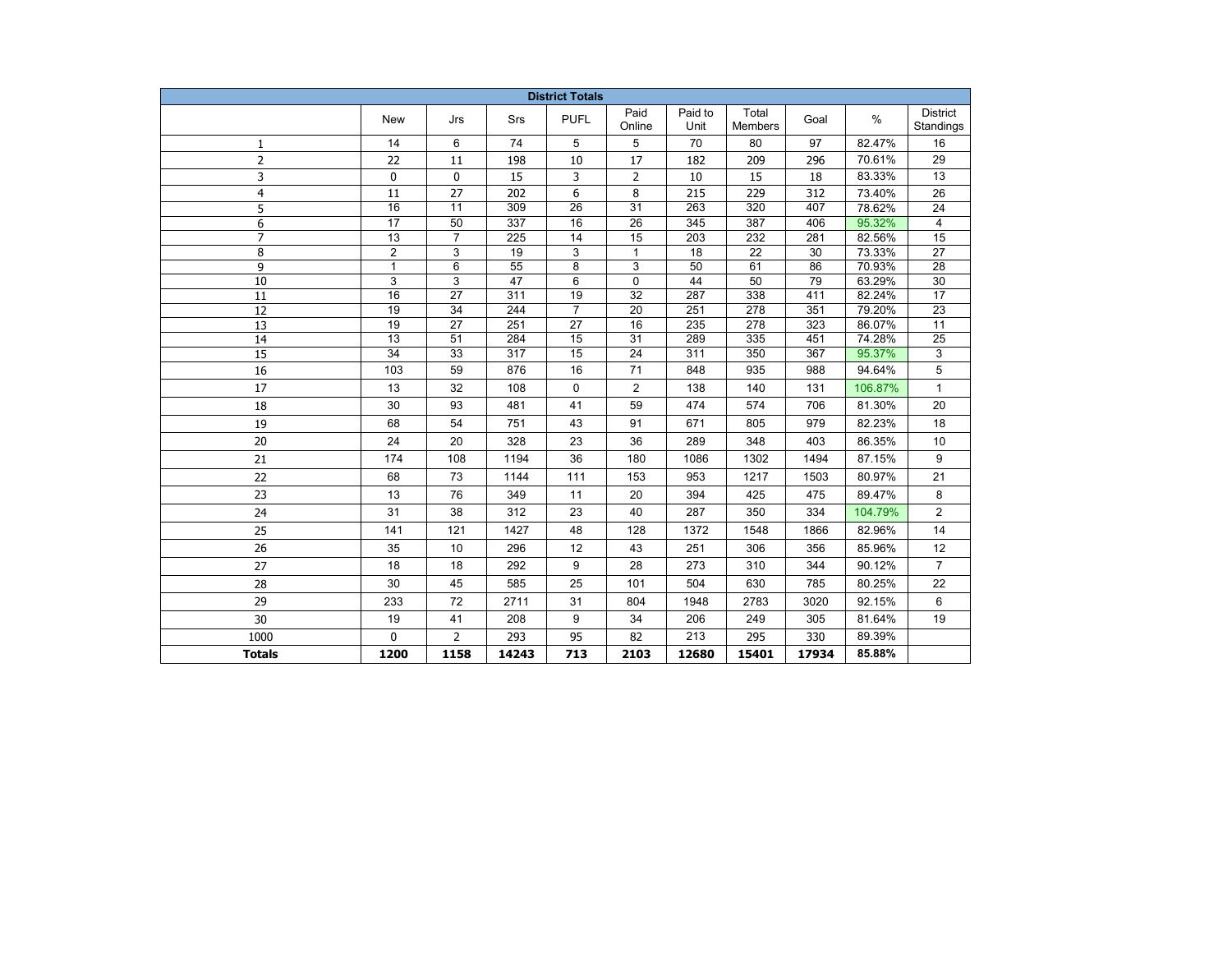| District Totals | | | | | | | | | | |
|---|---|---|---|---|---|---|---|---|---|---|
| | New | Jrs | Srs | PUFL | Paid Online | Paid to Unit | Total Members | Goal | % | District Standings |
| 1 | 14 | 6 | 74 | 5 | 5 | 70 | 80 | 97 | 82.47% | 16 |
| 2 | 22 | 11 | 198 | 10 | 17 | 182 | 209 | 296 | 70.61% | 29 |
| 3 | 0 | 0 | 15 | 3 | 2 | 10 | 15 | 18 | 83.33% | 13 |
| 4 | 11 | 27 | 202 | 6 | 8 | 215 | 229 | 312 | 73.40% | 26 |
| 5 | 16 | 11 | 309 | 26 | 31 | 263 | 320 | 407 | 78.62% | 24 |
| 6 | 17 | 50 | 337 | 16 | 26 | 345 | 387 | 406 | 95.32% | 4 |
| 7 | 13 | 7 | 225 | 14 | 15 | 203 | 232 | 281 | 82.56% | 15 |
| 8 | 2 | 3 | 19 | 3 | 1 | 18 | 22 | 30 | 73.33% | 27 |
| 9 | 1 | 6 | 55 | 8 | 3 | 50 | 61 | 86 | 70.93% | 28 |
| 10 | 3 | 3 | 47 | 6 | 0 | 44 | 50 | 79 | 63.29% | 30 |
| 11 | 16 | 27 | 311 | 19 | 32 | 287 | 338 | 411 | 82.24% | 17 |
| 12 | 19 | 34 | 244 | 7 | 20 | 251 | 278 | 351 | 79.20% | 23 |
| 13 | 19 | 27 | 251 | 27 | 16 | 235 | 278 | 323 | 86.07% | 11 |
| 14 | 13 | 51 | 284 | 15 | 31 | 289 | 335 | 451 | 74.28% | 25 |
| 15 | 34 | 33 | 317 | 15 | 24 | 311 | 350 | 367 | 95.37% | 3 |
| 16 | 103 | 59 | 876 | 16 | 71 | 848 | 935 | 988 | 94.64% | 5 |
| 17 | 13 | 32 | 108 | 0 | 2 | 138 | 140 | 131 | 106.87% | 1 |
| 18 | 30 | 93 | 481 | 41 | 59 | 474 | 574 | 706 | 81.30% | 20 |
| 19 | 68 | 54 | 751 | 43 | 91 | 671 | 805 | 979 | 82.23% | 18 |
| 20 | 24 | 20 | 328 | 23 | 36 | 289 | 348 | 403 | 86.35% | 10 |
| 21 | 174 | 108 | 1194 | 36 | 180 | 1086 | 1302 | 1494 | 87.15% | 9 |
| 22 | 68 | 73 | 1144 | 111 | 153 | 953 | 1217 | 1503 | 80.97% | 21 |
| 23 | 13 | 76 | 349 | 11 | 20 | 394 | 425 | 475 | 89.47% | 8 |
| 24 | 31 | 38 | 312 | 23 | 40 | 287 | 350 | 334 | 104.79% | 2 |
| 25 | 141 | 121 | 1427 | 48 | 128 | 1372 | 1548 | 1866 | 82.96% | 14 |
| 26 | 35 | 10 | 296 | 12 | 43 | 251 | 306 | 356 | 85.96% | 12 |
| 27 | 18 | 18 | 292 | 9 | 28 | 273 | 310 | 344 | 90.12% | 7 |
| 28 | 30 | 45 | 585 | 25 | 101 | 504 | 630 | 785 | 80.25% | 22 |
| 29 | 233 | 72 | 2711 | 31 | 804 | 1948 | 2783 | 3020 | 92.15% | 6 |
| 30 | 19 | 41 | 208 | 9 | 34 | 206 | 249 | 305 | 81.64% | 19 |
| 1000 | 0 | 2 | 293 | 95 | 82 | 213 | 295 | 330 | 89.39% | |
| **Totals** | **1200** | **1158** | **14243** | **713** | **2103** | **12680** | **15401** | **17934** | **85.88%** | |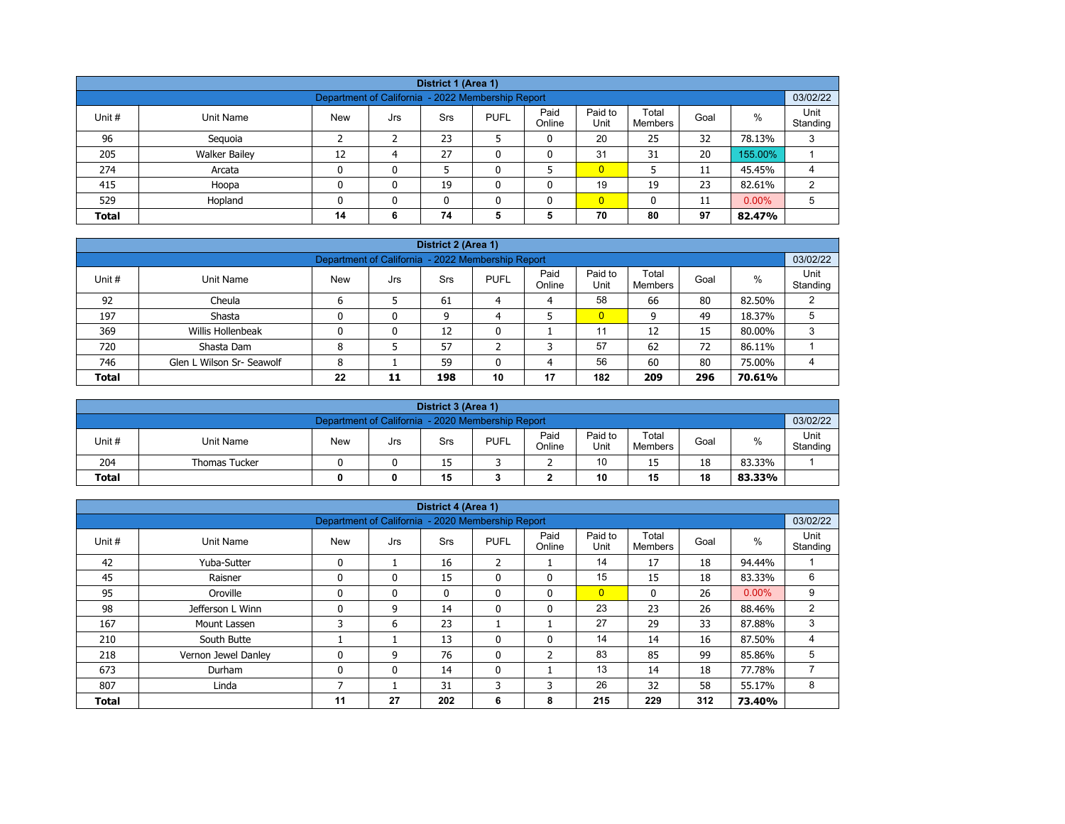| District 1 (Area 1) | | | | | | | | | | | |
|---|---|---|---|---|---|---|---|---|---|---|---|
| Department of California - 2022 Membership Report | | | | | | | | | | | 03/02/22 |
| Unit # | Unit Name | New | Jrs | Srs | PUFL | Paid Online | Paid to Unit | Total Members | Goal | % | Unit Standing |
| 96 | Sequoia | 2 | 2 | 23 | 5 | 0 | 20 | 25 | 32 | 78.13% | 3 |
| 205 | Walker Bailey | 12 | 4 | 27 | 0 | 0 | 31 | 31 | 20 | 155.00% | 1 |
| 274 | Arcata | 0 | 0 | 5 | 0 | 5 | 0 | 5 | 11 | 45.45% | 4 |
| 415 | Hoopa | 0 | 0 | 19 | 0 | 0 | 19 | 19 | 23 | 82.61% | 2 |
| 529 | Hopland | 0 | 0 | 0 | 0 | 0 | 0 | 0 | 11 | 0.00% | 5 |
| **Total** | | **14** | **6** | **74** | **5** | **5** | **70** | **80** | **97** | **82.47%** | |

| District 2 (Area 1) | | | | | | | | | | | |
|---|---|---|---|---|---|---|---|---|---|---|---|
| Department of California - 2022 Membership Report | | | | | | | | | | | 03/02/22 |
| Unit # | Unit Name | New | Jrs | Srs | PUFL | Paid Online | Paid to Unit | Total Members | Goal | % | Unit Standing |
| 92 | Cheula | 6 | 5 | 61 | 4 | 4 | 58 | 66 | 80 | 82.50% | 2 |
| 197 | Shasta | 0 | 0 | 9 | 4 | 5 | 0 | 9 | 49 | 18.37% | 5 |
| 369 | Willis Hollenbeak | 0 | 0 | 12 | 0 | 1 | 11 | 12 | 15 | 80.00% | 3 |
| 720 | Shasta Dam | 8 | 5 | 57 | 2 | 3 | 57 | 62 | 72 | 86.11% | 1 |
| 746 | Glen L Wilson Sr- Seawolf | 8 | 1 | 59 | 0 | 4 | 56 | 60 | 80 | 75.00% | 4 |
| **Total** | | **22** | **11** | **198** | **10** | **17** | **182** | **209** | **296** | **70.61%** | |

| District 3 (Area 1) | | | | | | | | | | | |
|---|---|---|---|---|---|---|---|---|---|---|---|
| Department of California - 2020 Membership Report | | | | | | | | | | | 03/02/22 |
| Unit # | Unit Name | New | Jrs | Srs | PUFL | Paid Online | Paid to Unit | Total Members | Goal | % | Unit Standing |
| 204 | Thomas Tucker | 0 | 0 | 15 | 3 | 2 | 10 | 15 | 18 | 83.33% | 1 |
| **Total** | | **0** | **0** | **15** | **3** | **2** | **10** | **15** | **18** | **83.33%** | |

| District 4 (Area 1) | | | | | | | | | | | |
|---|---|---|---|---|---|---|---|---|---|---|---|
| Department of California - 2020 Membership Report | | | | | | | | | | | 03/02/22 |
| Unit # | Unit Name | New | Jrs | Srs | PUFL | Paid Online | Paid to Unit | Total Members | Goal | % | Unit Standing |
| 42 | Yuba-Sutter | 0 | 1 | 16 | 2 | 1 | 14 | 17 | 18 | 94.44% | 1 |
| 45 | Raisner | 0 | 0 | 15 | 0 | 0 | 15 | 15 | 18 | 83.33% | 6 |
| 95 | Oroville | 0 | 0 | 0 | 0 | 0 | 0 | 0 | 26 | 0.00% | 9 |
| 98 | Jefferson L Winn | 0 | 9 | 14 | 0 | 0 | 23 | 23 | 26 | 88.46% | 2 |
| 167 | Mount Lassen | 3 | 6 | 23 | 1 | 1 | 27 | 29 | 33 | 87.88% | 3 |
| 210 | South Butte | 1 | 1 | 13 | 0 | 0 | 14 | 14 | 16 | 87.50% | 4 |
| 218 | Vernon Jewel Danley | 0 | 9 | 76 | 0 | 2 | 83 | 85 | 99 | 85.86% | 5 |
| 673 | Durham | 0 | 0 | 14 | 0 | 1 | 13 | 14 | 18 | 77.78% | 7 |
| 807 | Linda | 7 | 1 | 31 | 3 | 3 | 26 | 32 | 58 | 55.17% | 8 |
| **Total** | | **11** | **27** | **202** | **6** | **8** | **215** | **229** | **312** | **73.40%** | |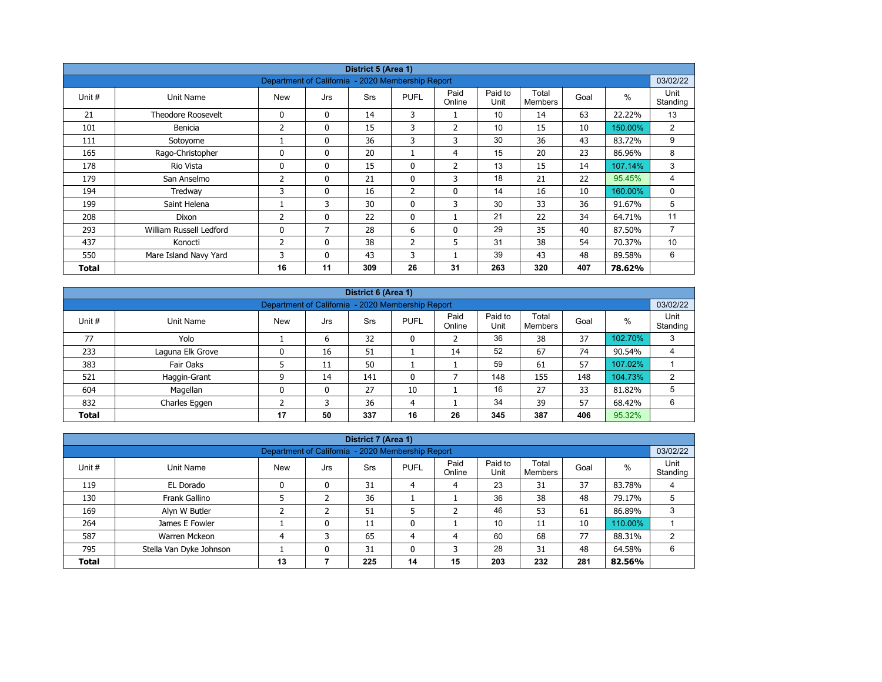| District 5 (Area 1) | | | | | | | | | | | |
|---|---|---|---|---|---|---|---|---|---|---|---|
| Department of California - 2020 Membership Report | | | | | | | | | | | 03/02/22 |
| Unit # | Unit Name | New | Jrs | Srs | PUFL | Paid Online | Paid to Unit | Total Members | Goal | % | Unit Standing |
| 21 | Theodore Roosevelt | 0 | 0 | 14 | 3 | 1 | 10 | 14 | 63 | 22.22% | 13 |
| 101 | Benicia | 2 | 0 | 15 | 3 | 2 | 10 | 15 | 10 | 150.00% | 2 |
| 111 | Sotoyome | 1 | 0 | 36 | 3 | 3 | 30 | 36 | 43 | 83.72% | 9 |
| 165 | Rago-Christopher | 0 | 0 | 20 | 1 | 4 | 15 | 20 | 23 | 86.96% | 8 |
| 178 | Rio Vista | 0 | 0 | 15 | 0 | 2 | 13 | 15 | 14 | 107.14% | 3 |
| 179 | San Anselmo | 2 | 0 | 21 | 0 | 3 | 18 | 21 | 22 | 95.45% | 4 |
| 194 | Tredway | 3 | 0 | 16 | 2 | 0 | 14 | 16 | 10 | 160.00% | 0 |
| 199 | Saint Helena | 1 | 3 | 30 | 0 | 3 | 30 | 33 | 36 | 91.67% | 5 |
| 208 | Dixon | 2 | 0 | 22 | 0 | 1 | 21 | 22 | 34 | 64.71% | 11 |
| 293 | William Russell Ledford | 0 | 7 | 28 | 6 | 0 | 29 | 35 | 40 | 87.50% | 7 |
| 437 | Konocti | 2 | 0 | 38 | 2 | 5 | 31 | 38 | 54 | 70.37% | 10 |
| 550 | Mare Island Navy Yard | 3 | 0 | 43 | 3 | 1 | 39 | 43 | 48 | 89.58% | 6 |
| **Total** | | **16** | **11** | **309** | **26** | **31** | **263** | **320** | **407** | **78.62%** | |

| District 6 (Area 1) | | | | | | | | | | | |
|---|---|---|---|---|---|---|---|---|---|---|---|
| Department of California - 2020 Membership Report | | | | | | | | | | | 03/02/22 |
| Unit # | Unit Name | New | Jrs | Srs | PUFL | Paid Online | Paid to Unit | Total Members | Goal | % | Unit Standing |
| 77 | Yolo | 1 | 6 | 32 | 0 | 2 | 36 | 38 | 37 | 102.70% | 3 |
| 233 | Laguna Elk Grove | 0 | 16 | 51 | 1 | 14 | 52 | 67 | 74 | 90.54% | 4 |
| 383 | Fair Oaks | 5 | 11 | 50 | 1 | 1 | 59 | 61 | 57 | 107.02% | 1 |
| 521 | Haggin-Grant | 9 | 14 | 141 | 0 | 7 | 148 | 155 | 148 | 104.73% | 2 |
| 604 | Magellan | 0 | 0 | 27 | 10 | 1 | 16 | 27 | 33 | 81.82% | 5 |
| 832 | Charles Eggen | 2 | 3 | 36 | 4 | 1 | 34 | 39 | 57 | 68.42% | 6 |
| **Total** | | **17** | **50** | **337** | **16** | **26** | **345** | **387** | **406** | 95.32% | |

| District 7 (Area 1) | | | | | | | | | | | |
|---|---|---|---|---|---|---|---|---|---|---|---|
| Department of California - 2020 Membership Report | | | | | | | | | | | 03/02/22 |
| Unit # | Unit Name | New | Jrs | Srs | PUFL | Paid Online | Paid to Unit | Total Members | Goal | % | Unit Standing |
| 119 | EL Dorado | 0 | 0 | 31 | 4 | 4 | 23 | 31 | 37 | 83.78% | 4 |
| 130 | Frank Gallino | 5 | 2 | 36 | 1 | 1 | 36 | 38 | 48 | 79.17% | 5 |
| 169 | Alyn W Butler | 2 | 2 | 51 | 5 | 2 | 46 | 53 | 61 | 86.89% | 3 |
| 264 | James E Fowler | 1 | 0 | 11 | 0 | 1 | 10 | 11 | 10 | 110.00% | 1 |
| 587 | Warren Mckeon | 4 | 3 | 65 | 4 | 4 | 60 | 68 | 77 | 88.31% | 2 |
| 795 | Stella Van Dyke Johnson | 1 | 0 | 31 | 0 | 3 | 28 | 31 | 48 | 64.58% | 6 |
| **Total** | | **13** | **7** | **225** | **14** | **15** | **203** | **232** | **281** | **82.56%** | |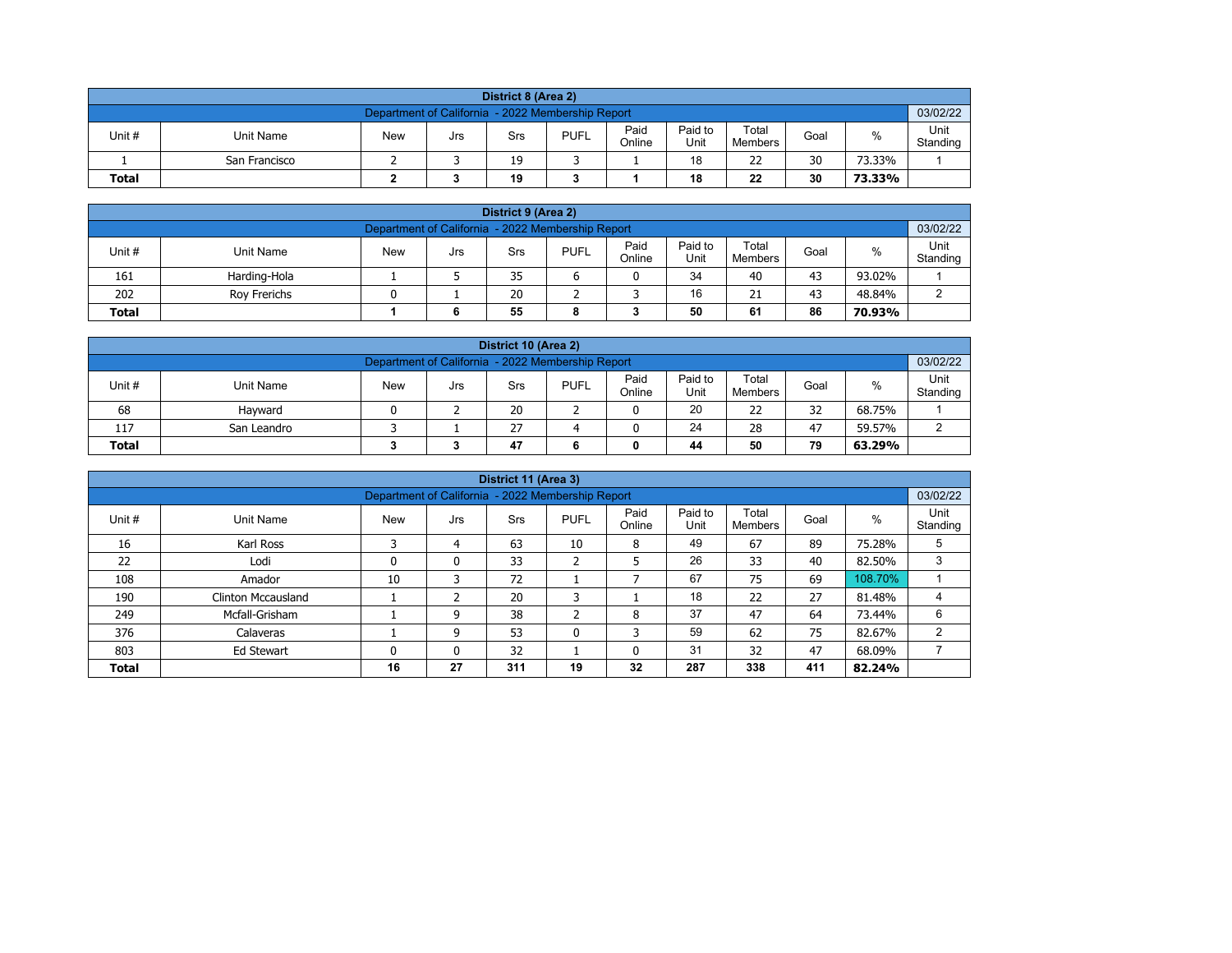| District 8 (Area 2) | | | | | | | | | | |
|---|---|---|---|---|---|---|---|---|---|---|
| Department of California - 2022 Membership Report | | | | | | | | | | 03/02/22 |
| Unit # | Unit Name | New | Jrs | Srs | PUFL | Paid Online | Paid to Unit | Total Members | Goal | % | Unit Standing |
| 1 | San Francisco | 2 | 3 | 19 | 3 | 1 | 18 | 22 | 30 | 73.33% | 1 |
| **Total** | | **2** | **3** | **19** | **3** | **1** | **18** | **22** | **30** | **73.33%** | |

| District 9 (Area 2) | | | | | | | | | | | |
|---|---|---|---|---|---|---|---|---|---|---|---|
| Department of California - 2022 Membership Report | | | | | | | | | | | 03/02/22 |
| Unit # | Unit Name | New | Jrs | Srs | PUFL | Paid Online | Paid to Unit | Total Members | Goal | % | Unit Standing |
| 161 | Harding-Hola | 1 | 5 | 35 | 6 | 0 | 34 | 40 | 43 | 93.02% | 1 |
| 202 | Roy Frerichs | 0 | 1 | 20 | 2 | 3 | 16 | 21 | 43 | 48.84% | 2 |
| **Total** | | **1** | **6** | **55** | **8** | **3** | **50** | **61** | **86** | **70.93%** | |

| District 10 (Area 2) | | | | | | | | | | | |
|---|---|---|---|---|---|---|---|---|---|---|---|
| Department of California - 2022 Membership Report | | | | | | | | | | | 03/02/22 |
| Unit # | Unit Name | New | Jrs | Srs | PUFL | Paid Online | Paid to Unit | Total Members | Goal | % | Unit Standing |
| 68 | Hayward | 0 | 2 | 20 | 2 | 0 | 20 | 22 | 32 | 68.75% | 1 |
| 117 | San Leandro | 3 | 1 | 27 | 4 | 0 | 24 | 28 | 47 | 59.57% | 2 |
| **Total** | | **3** | **3** | **47** | **6** | **0** | **44** | **50** | **79** | **63.29%** | |

| District 11 (Area 3) | | | | | | | | | | | |
|---|---|---|---|---|---|---|---|---|---|---|---|
| Department of California - 2022 Membership Report | | | | | | | | | | | 03/02/22 |
| Unit # | Unit Name | New | Jrs | Srs | PUFL | Paid Online | Paid to Unit | Total Members | Goal | % | Unit Standing |
| 16 | Karl Ross | 3 | 4 | 63 | 10 | 8 | 49 | 67 | 89 | 75.28% | 5 |
| 22 | Lodi | 0 | 0 | 33 | 2 | 5 | 26 | 33 | 40 | 82.50% | 3 |
| 108 | Amador | 10 | 3 | 72 | 1 | 7 | 67 | 75 | 69 | 108.70% | 1 |
| 190 | Clinton Mccausland | 1 | 2 | 20 | 3 | 1 | 18 | 22 | 27 | 81.48% | 4 |
| 249 | Mcfall-Grisham | 1 | 9 | 38 | 2 | 8 | 37 | 47 | 64 | 73.44% | 6 |
| 376 | Calaveras | 1 | 9 | 53 | 0 | 3 | 59 | 62 | 75 | 82.67% | 2 |
| 803 | Ed Stewart | 0 | 0 | 32 | 1 | 0 | 31 | 32 | 47 | 68.09% | 7 |
| **Total** | | **16** | **27** | **311** | **19** | **32** | **287** | **338** | **411** | **82.24%** | |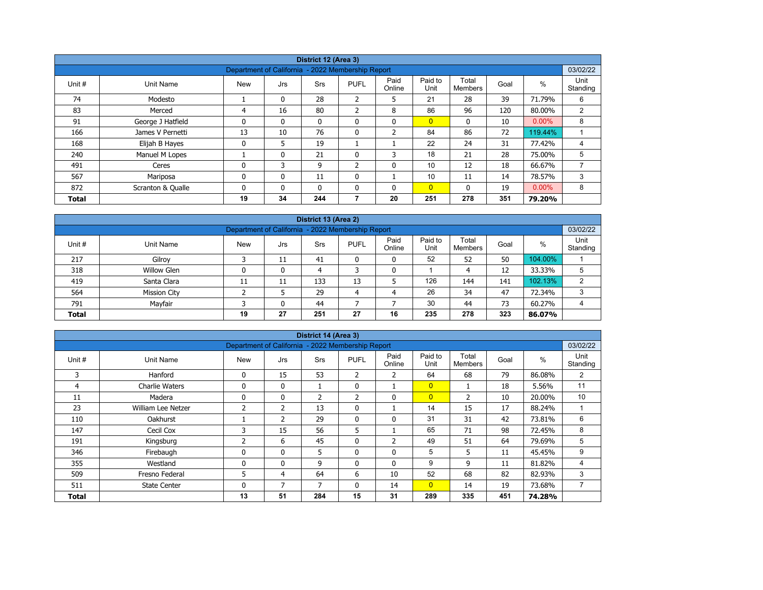| District 12 (Area 3) | | | | | | | | | | |
|---|---|---|---|---|---|---|---|---|---|---|
| Department of California - 2022 Membership Report | | | | | | | | | | 03/02/22 |
| Unit # | Unit Name | New | Jrs | Srs | PUFL | Paid Online | Paid to Unit | Total Members | Goal | % | Unit Standing |
| 74 | Modesto | 1 | 0 | 28 | 2 | 5 | 21 | 28 | 39 | 71.79% | 6 |
| 83 | Merced | 4 | 16 | 80 | 2 | 8 | 86 | 96 | 120 | 80.00% | 2 |
| 91 | George J Hatfield | 0 | 0 | 0 | 0 | 0 | 0 | 0 | 10 | 0.00% | 8 |
| 166 | James V Pernetti | 13 | 10 | 76 | 0 | 2 | 84 | 86 | 72 | 119.44% | 1 |
| 168 | Elijah B Hayes | 0 | 5 | 19 | 1 | 1 | 22 | 24 | 31 | 77.42% | 4 |
| 240 | Manuel M Lopes | 1 | 0 | 21 | 0 | 3 | 18 | 21 | 28 | 75.00% | 5 |
| 491 | Ceres | 0 | 3 | 9 | 2 | 0 | 10 | 12 | 18 | 66.67% | 7 |
| 567 | Mariposa | 0 | 0 | 11 | 0 | 1 | 10 | 11 | 14 | 78.57% | 3 |
| 872 | Scranton & Qualle | 0 | 0 | 0 | 0 | 0 | 0 | 0 | 19 | 0.00% | 8 |
| **Total** | | **19** | **34** | **244** | **7** | **20** | **251** | **278** | **351** | **79.20%** | |

| District 13 (Area 2) | | | | | | | | | | |
|---|---|---|---|---|---|---|---|---|---|---|
| Department of California - 2022 Membership Report | | | | | | | | | | 03/02/22 |
| Unit # | Unit Name | New | Jrs | Srs | PUFL | Paid Online | Paid to Unit | Total Members | Goal | % | Unit Standing |
| 217 | Gilroy | 3 | 11 | 41 | 0 | 0 | 52 | 52 | 50 | 104.00% | 1 |
| 318 | Willow Glen | 0 | 0 | 4 | 3 | 0 | 1 | 4 | 12 | 33.33% | 5 |
| 419 | Santa Clara | 11 | 11 | 133 | 13 | 5 | 126 | 144 | 141 | 102.13% | 2 |
| 564 | Mission City | 2 | 5 | 29 | 4 | 4 | 26 | 34 | 47 | 72.34% | 3 |
| 791 | Mayfair | 3 | 0 | 44 | 7 | 7 | 30 | 44 | 73 | 60.27% | 4 |
| **Total** | | **19** | **27** | **251** | **27** | **16** | **235** | **278** | **323** | **86.07%** | |

| District 14 (Area 3) | | | | | | | | | | |
|---|---|---|---|---|---|---|---|---|---|---|
| Department of California - 2022 Membership Report | | | | | | | | | | 03/02/22 |
| Unit # | Unit Name | New | Jrs | Srs | PUFL | Paid Online | Paid to Unit | Total Members | Goal | % | Unit Standing |
| 3 | Hanford | 0 | 15 | 53 | 2 | 2 | 64 | 68 | 79 | 86.08% | 2 |
| 4 | Charlie Waters | 0 | 0 | 1 | 0 | 1 | 0 | 1 | 18 | 5.56% | 11 |
| 11 | Madera | 0 | 0 | 2 | 2 | 0 | 0 | 2 | 10 | 20.00% | 10 |
| 23 | William Lee Netzer | 2 | 2 | 13 | 0 | 1 | 14 | 15 | 17 | 88.24% | 1 |
| 110 | Oakhurst | 1 | 2 | 29 | 0 | 0 | 31 | 31 | 42 | 73.81% | 6 |
| 147 | Cecil Cox | 3 | 15 | 56 | 5 | 1 | 65 | 71 | 98 | 72.45% | 8 |
| 191 | Kingsburg | 2 | 6 | 45 | 0 | 2 | 49 | 51 | 64 | 79.69% | 5 |
| 346 | Firebaugh | 0 | 0 | 5 | 0 | 0 | 5 | 5 | 11 | 45.45% | 9 |
| 355 | Westland | 0 | 0 | 9 | 0 | 0 | 9 | 9 | 11 | 81.82% | 4 |
| 509 | Fresno Federal | 5 | 4 | 64 | 6 | 10 | 52 | 68 | 82 | 82.93% | 3 |
| 511 | State Center | 0 | 7 | 7 | 0 | 14 | 0 | 14 | 19 | 73.68% | 7 |
| **Total** | | **13** | **51** | **284** | **15** | **31** | **289** | **335** | **451** | **74.28%** | |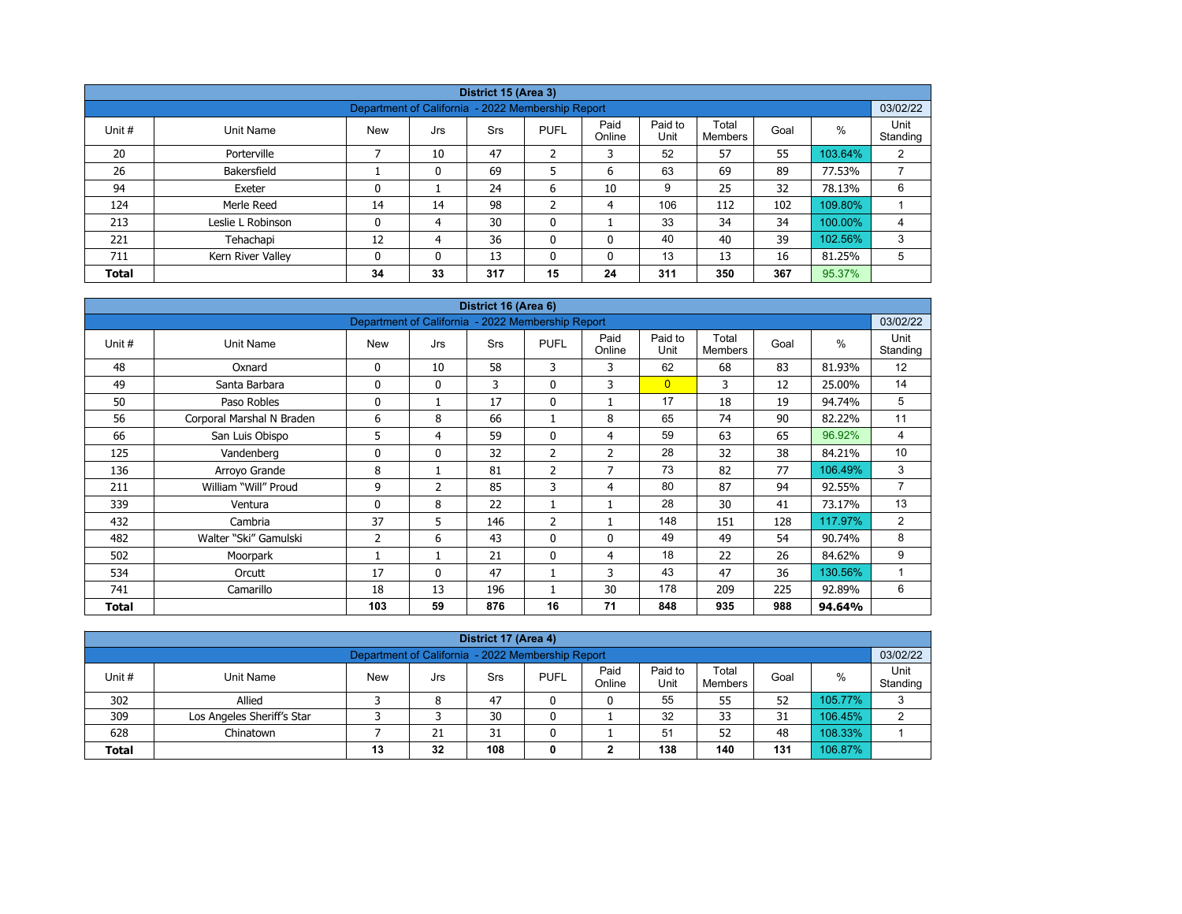| District 15 (Area 3) | | | | | | | | | | | |
|---|---|---|---|---|---|---|---|---|---|---|---|
| Department of California - 2022 Membership Report | | | | | | | | | | | 03/02/22 |
| Unit # | Unit Name | New | Jrs | Srs | PUFL | Paid Online | Paid to Unit | Total Members | Goal | % | Unit Standing |
| 20 | Porterville | 7 | 10 | 47 | 2 | 3 | 52 | 57 | 55 | 103.64% | 2 |
| 26 | Bakersfield | 1 | 0 | 69 | 5 | 6 | 63 | 69 | 89 | 77.53% | 7 |
| 94 | Exeter | 0 | 1 | 24 | 6 | 10 | 9 | 25 | 32 | 78.13% | 6 |
| 124 | Merle Reed | 14 | 14 | 98 | 2 | 4 | 106 | 112 | 102 | 109.80% | 1 |
| 213 | Leslie L Robinson | 0 | 4 | 30 | 0 | 1 | 33 | 34 | 34 | 100.00% | 4 |
| 221 | Tehachapi | 12 | 4 | 36 | 0 | 0 | 40 | 40 | 39 | 102.56% | 3 |
| 711 | Kern River Valley | 0 | 0 | 13 | 0 | 0 | 13 | 13 | 16 | 81.25% | 5 |
| **Total** | | **34** | **33** | **317** | **15** | **24** | **311** | **350** | **367** | 95.37% | |

| District 16 (Area 6) | | | | | | | | | | | |
|---|---|---|---|---|---|---|---|---|---|---|---|
| Department of California - 2022 Membership Report | | | | | | | | | | | 03/02/22 |
| Unit # | Unit Name | New | Jrs | Srs | PUFL | Paid Online | Paid to Unit | Total Members | Goal | % | Unit Standing |
| 48 | Oxnard | 0 | 10 | 58 | 3 | 3 | 62 | 68 | 83 | 81.93% | 12 |
| 49 | Santa Barbara | 0 | 0 | 3 | 0 | 3 | 0 | 3 | 12 | 25.00% | 14 |
| 50 | Paso Robles | 0 | 1 | 17 | 0 | 1 | 17 | 18 | 19 | 94.74% | 5 |
| 56 | Corporal Marshal N Braden | 6 | 8 | 66 | 1 | 8 | 65 | 74 | 90 | 82.22% | 11 |
| 66 | San Luis Obispo | 5 | 4 | 59 | 0 | 4 | 59 | 63 | 65 | 96.92% | 4 |
| 125 | Vandenberg | 0 | 0 | 32 | 2 | 2 | 28 | 32 | 38 | 84.21% | 10 |
| 136 | Arroyo Grande | 8 | 1 | 81 | 2 | 7 | 73 | 82 | 77 | 106.49% | 3 |
| 211 | William “Will” Proud | 9 | 2 | 85 | 3 | 4 | 80 | 87 | 94 | 92.55% | 7 |
| 339 | Ventura | 0 | 8 | 22 | 1 | 1 | 28 | 30 | 41 | 73.17% | 13 |
| 432 | Cambria | 37 | 5 | 146 | 2 | 1 | 148 | 151 | 128 | 117.97% | 2 |
| 482 | Walter “Ski” Gamulski | 2 | 6 | 43 | 0 | 0 | 49 | 49 | 54 | 90.74% | 8 |
| 502 | Moorpark | 1 | 1 | 21 | 0 | 4 | 18 | 22 | 26 | 84.62% | 9 |
| 534 | Orcutt | 17 | 0 | 47 | 1 | 3 | 43 | 47 | 36 | 130.56% | 1 |
| 741 | Camarillo | 18 | 13 | 196 | 1 | 30 | 178 | 209 | 225 | 92.89% | 6 |
| **Total** | | **103** | **59** | **876** | **16** | **71** | **848** | **935** | **988** | **94.64%** | |

| District 17 (Area 4) | | | | | | | | | | | |
|---|---|---|---|---|---|---|---|---|---|---|---|
| Department of California - 2022 Membership Report | | | | | | | | | | | 03/02/22 |
| Unit # | Unit Name | New | Jrs | Srs | PUFL | Paid Online | Paid to Unit | Total Members | Goal | % | Unit Standing |
| 302 | Allied | 3 | 8 | 47 | 0 | 0 | 55 | 55 | 52 | 105.77% | 3 |
| 309 | Los Angeles Sheriff's Star | 3 | 3 | 30 | 0 | 1 | 32 | 33 | 31 | 106.45% | 2 |
| 628 | Chinatown | 7 | 21 | 31 | 0 | 1 | 51 | 52 | 48 | 108.33% | 1 |
| **Total** | | **13** | **32** | **108** | **0** | **2** | **138** | **140** | **131** | 106.87% | |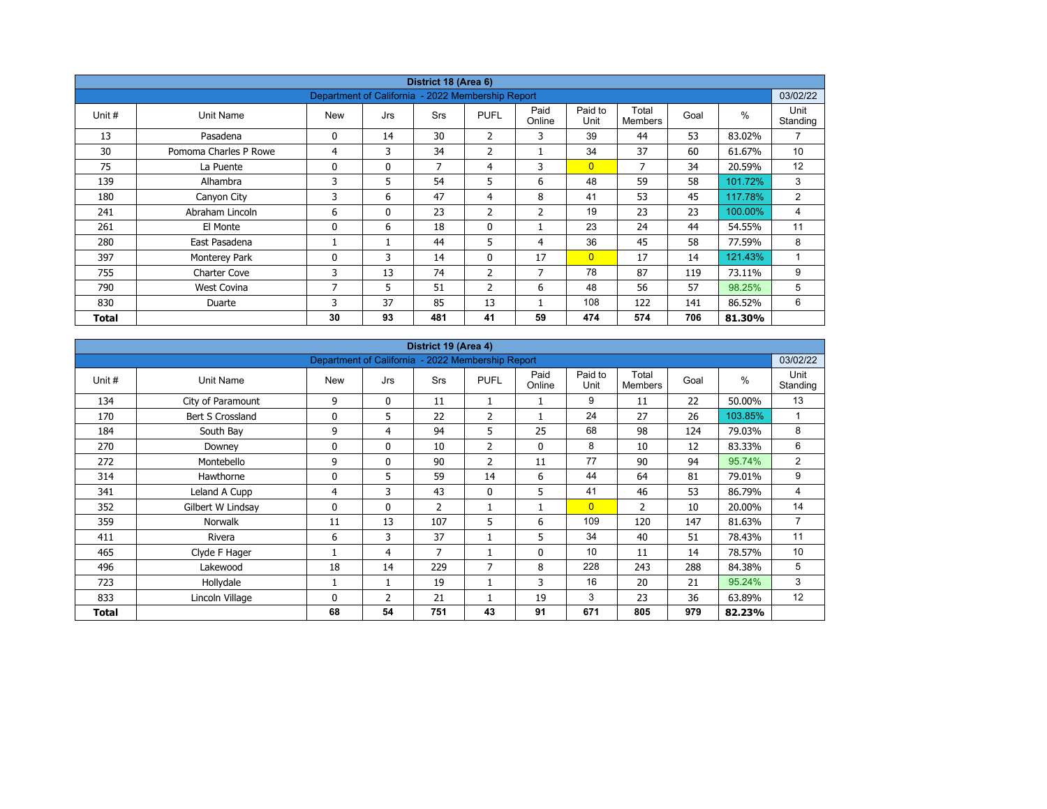| District 18 (Area 6) | | | | | | | | | | | |
|---|---|---|---|---|---|---|---|---|---|---|---|
| Department of California - 2022 Membership Report | | | | | | | | | | | 03/02/22 |
| Unit # | Unit Name | New | Jrs | Srs | PUFL | Paid Online | Paid to Unit | Total Members | Goal | % | Unit Standing |
| 13 | Pasadena | 0 | 14 | 30 | 2 | 3 | 39 | 44 | 53 | 83.02% | 7 |
| 30 | Pomona Charles P Rowe | 4 | 3 | 34 | 2 | 1 | 34 | 37 | 60 | 61.67% | 10 |
| 75 | La Puente | 0 | 0 | 7 | 4 | 3 | 0 | 7 | 34 | 20.59% | 12 |
| 139 | Alhambra | 3 | 5 | 54 | 5 | 6 | 48 | 59 | 58 | 101.72% | 3 |
| 180 | Canyon City | 3 | 6 | 47 | 4 | 8 | 41 | 53 | 45 | 117.78% | 2 |
| 241 | Abraham Lincoln | 6 | 0 | 23 | 2 | 2 | 19 | 23 | 23 | 100.00% | 4 |
| 261 | El Monte | 0 | 6 | 18 | 0 | 1 | 23 | 24 | 44 | 54.55% | 11 |
| 280 | East Pasadena | 1 | 1 | 44 | 5 | 4 | 36 | 45 | 58 | 77.59% | 8 |
| 397 | Monterey Park | 0 | 3 | 14 | 0 | 17 | 0 | 17 | 14 | 121.43% | 1 |
| 755 | Charter Cove | 3 | 13 | 74 | 2 | 7 | 78 | 87 | 119 | 73.11% | 9 |
| 790 | West Covina | 7 | 5 | 51 | 2 | 6 | 48 | 56 | 57 | 98.25% | 5 |
| 830 | Duarte | 3 | 37 | 85 | 13 | 1 | 108 | 122 | 141 | 86.52% | 6 |
| **Total** | | **30** | **93** | **481** | **41** | **59** | **474** | **574** | **706** | **81.30%** | |

| District 19 (Area 4) | | | | | | | | | | | |
|---|---|---|---|---|---|---|---|---|---|---|---|
| Department of California - 2022 Membership Report | | | | | | | | | | | 03/02/22 |
| Unit # | Unit Name | New | Jrs | Srs | PUFL | Paid Online | Paid to Unit | Total Members | Goal | % | Unit Standing |
| 134 | City of Paramount | 9 | 0 | 11 | 1 | 1 | 9 | 11 | 22 | 50.00% | 13 |
| 170 | Bert S Crossland | 0 | 5 | 22 | 2 | 1 | 24 | 27 | 26 | 103.85% | 1 |
| 184 | South Bay | 9 | 4 | 94 | 5 | 25 | 68 | 98 | 124 | 79.03% | 8 |
| 270 | Downey | 0 | 0 | 10 | 2 | 0 | 8 | 10 | 12 | 83.33% | 6 |
| 272 | Montebello | 9 | 0 | 90 | 2 | 11 | 77 | 90 | 94 | 95.74% | 2 |
| 314 | Hawthorne | 0 | 5 | 59 | 14 | 6 | 44 | 64 | 81 | 79.01% | 9 |
| 341 | Leland A Cupp | 4 | 3 | 43 | 0 | 5 | 41 | 46 | 53 | 86.79% | 4 |
| 352 | Gilbert W Lindsay | 0 | 0 | 2 | 1 | 1 | 0 | 2 | 10 | 20.00% | 14 |
| 359 | Norwalk | 11 | 13 | 107 | 5 | 6 | 109 | 120 | 147 | 81.63% | 7 |
| 411 | Rivera | 6 | 3 | 37 | 1 | 5 | 34 | 40 | 51 | 78.43% | 11 |
| 465 | Clyde F Hager | 1 | 4 | 7 | 1 | 0 | 10 | 11 | 14 | 78.57% | 10 |
| 496 | Lakewood | 18 | 14 | 229 | 7 | 8 | 228 | 243 | 288 | 84.38% | 5 |
| 723 | Hollydale | 1 | 1 | 19 | 1 | 3 | 16 | 20 | 21 | 95.24% | 3 |
| 833 | Lincoln Village | 0 | 2 | 21 | 1 | 19 | 3 | 23 | 36 | 63.89% | 12 |
| **Total** | | **68** | **54** | **751** | **43** | **91** | **671** | **805** | **979** | **82.23%** | |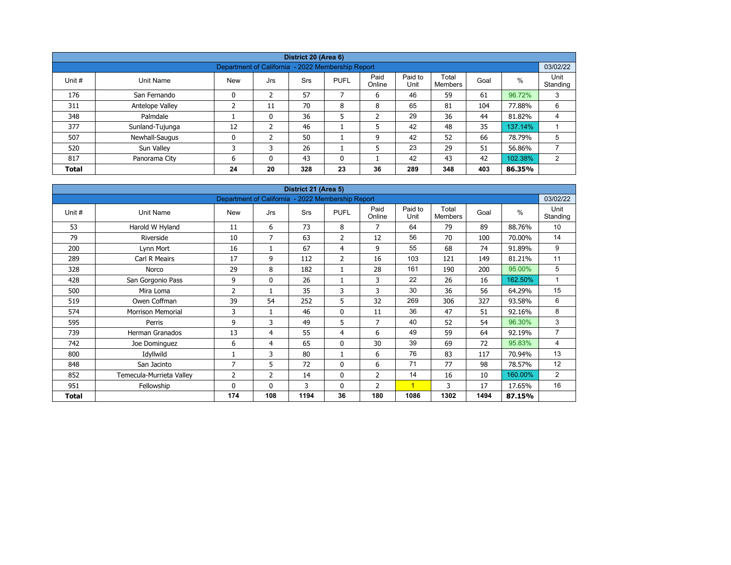| District 20 (Area 6) | | | | | | | | | | | |
|---|---|---|---|---|---|---|---|---|---|---|---|
| Department of California - 2022 Membership Report | | | | | | | | | | | 03/02/22 |
| Unit # | Unit Name | New | Jrs | Srs | PUFL | Paid Online | Paid to Unit | Total Members | Goal | % | Unit Standing |
| 176 | San Fernando | 0 | 2 | 57 | 7 | 6 | 46 | 59 | 61 | 96.72% | 3 |
| 311 | Antelope Valley | 2 | 11 | 70 | 8 | 8 | 65 | 81 | 104 | 77.88% | 6 |
| 348 | Palmdale | 1 | 0 | 36 | 5 | 2 | 29 | 36 | 44 | 81.82% | 4 |
| 377 | Sunland-Tujunga | 12 | 2 | 46 | 1 | 5 | 42 | 48 | 35 | 137.14% | 1 |
| 507 | Newhall-Saugus | 0 | 2 | 50 | 1 | 9 | 42 | 52 | 66 | 78.79% | 5 |
| 520 | Sun Valley | 3 | 3 | 26 | 1 | 5 | 23 | 29 | 51 | 56.86% | 7 |
| 817 | Panorama City | 6 | 0 | 43 | 0 | 1 | 42 | 43 | 42 | 102.38% | 2 |
| **Total** | | **24** | **20** | **328** | **23** | **36** | **289** | **348** | **403** | **86.35%** | |

| District 21 (Area 5) | | | | | | | | | | | |
|---|---|---|---|---|---|---|---|---|---|---|---|
| Department of California - 2022 Membership Report | | | | | | | | | | | 03/02/22 |
| Unit # | Unit Name | New | Jrs | Srs | PUFL | Paid Online | Paid to Unit | Total Members | Goal | % | Unit Standing |
| 53 | Harold W Hyland | 11 | 6 | 73 | 8 | 7 | 64 | 79 | 89 | 88.76% | 10 |
| 79 | Riverside | 10 | 7 | 63 | 2 | 12 | 56 | 70 | 100 | 70.00% | 14 |
| 200 | Lynn Mort | 16 | 1 | 67 | 4 | 9 | 55 | 68 | 74 | 91.89% | 9 |
| 289 | Carl R Meairs | 17 | 9 | 112 | 2 | 16 | 103 | 121 | 149 | 81.21% | 11 |
| 328 | Norco | 29 | 8 | 182 | 1 | 28 | 161 | 190 | 200 | 95.00% | 5 |
| 428 | San Gorgonio Pass | 9 | 0 | 26 | 1 | 3 | 22 | 26 | 16 | 162.50% | 1 |
| 500 | Mira Loma | 2 | 1 | 35 | 3 | 3 | 30 | 36 | 56 | 64.29% | 15 |
| 519 | Owen Coffman | 39 | 54 | 252 | 5 | 32 | 269 | 306 | 327 | 93.58% | 6 |
| 574 | Morrison Memorial | 3 | 1 | 46 | 0 | 11 | 36 | 47 | 51 | 92.16% | 8 |
| 595 | Perris | 9 | 3 | 49 | 5 | 7 | 40 | 52 | 54 | 96.30% | 3 |
| 739 | Herman Granados | 13 | 4 | 55 | 4 | 6 | 49 | 59 | 64 | 92.19% | 7 |
| 742 | Joe Dominguez | 6 | 4 | 65 | 0 | 30 | 39 | 69 | 72 | 95.83% | 4 |
| 800 | Idyllwild | 1 | 3 | 80 | 1 | 6 | 76 | 83 | 117 | 70.94% | 13 |
| 848 | San Jacinto | 7 | 5 | 72 | 0 | 6 | 71 | 77 | 98 | 78.57% | 12 |
| 852 | Temecula-Murrieta Valley | 2 | 2 | 14 | 0 | 2 | 14 | 16 | 10 | 160.00% | 2 |
| 951 | Fellowship | 0 | 0 | 3 | 0 | 2 | 1 | 3 | 17 | 17.65% | 16 |
| **Total** | | **174** | **108** | **1194** | **36** | **180** | **1086** | **1302** | **1494** | **87.15%** | |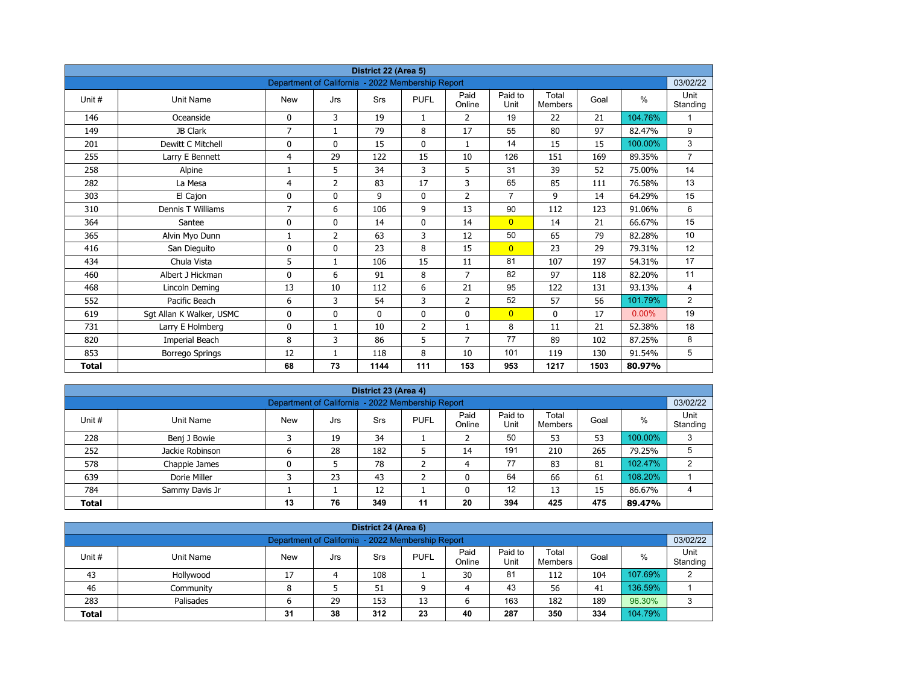## District 22 (Area 5)

Department of California - 2022 Membership Report — 03/02/22

| Unit # | Unit Name | New | Jrs | Srs | PUFL | Paid Online | Paid to Unit | Total Members | Goal | % | Unit Standing |
|---|---|---|---|---|---|---|---|---|---|---|---|
| 146 | Oceanside | 0 | 3 | 19 | 1 | 2 | 19 | 22 | 21 | 104.76% | 1 |
| 149 | JB Clark | 7 | 1 | 79 | 8 | 17 | 55 | 80 | 97 | 82.47% | 9 |
| 201 | Dewitt C Mitchell | 0 | 0 | 15 | 0 | 1 | 14 | 15 | 15 | 100.00% | 3 |
| 255 | Larry E Bennett | 4 | 29 | 122 | 15 | 10 | 126 | 151 | 169 | 89.35% | 7 |
| 258 | Alpine | 1 | 5 | 34 | 3 | 5 | 31 | 39 | 52 | 75.00% | 14 |
| 282 | La Mesa | 4 | 2 | 83 | 17 | 3 | 65 | 85 | 111 | 76.58% | 13 |
| 303 | El Cajon | 0 | 0 | 9 | 0 | 2 | 7 | 9 | 14 | 64.29% | 15 |
| 310 | Dennis T Williams | 7 | 6 | 106 | 9 | 13 | 90 | 112 | 123 | 91.06% | 6 |
| 364 | Santee | 0 | 0 | 14 | 0 | 14 | 0 | 14 | 21 | 66.67% | 15 |
| 365 | Alvin Myo Dunn | 1 | 2 | 63 | 3 | 12 | 50 | 65 | 79 | 82.28% | 10 |
| 416 | San Dieguito | 0 | 0 | 23 | 8 | 15 | 0 | 23 | 29 | 79.31% | 12 |
| 434 | Chula Vista | 5 | 1 | 106 | 15 | 11 | 81 | 107 | 197 | 54.31% | 17 |
| 460 | Albert J Hickman | 0 | 6 | 91 | 8 | 7 | 82 | 97 | 118 | 82.20% | 11 |
| 468 | Lincoln Deming | 13 | 10 | 112 | 6 | 21 | 95 | 122 | 131 | 93.13% | 4 |
| 552 | Pacific Beach | 6 | 3 | 54 | 3 | 2 | 52 | 57 | 56 | 101.79% | 2 |
| 619 | Sgt Allan K Walker, USMC | 0 | 0 | 0 | 0 | 0 | 0 | 0 | 17 | 0.00% | 19 |
| 731 | Larry E Holmberg | 0 | 1 | 10 | 2 | 1 | 8 | 11 | 21 | 52.38% | 18 |
| 820 | Imperial Beach | 8 | 3 | 86 | 5 | 7 | 77 | 89 | 102 | 87.25% | 8 |
| 853 | Borrego Springs | 12 | 1 | 118 | 8 | 10 | 101 | 119 | 130 | 91.54% | 5 |
| **Total** | | **68** | **73** | **1144** | **111** | **153** | **953** | **1217** | **1503** | **80.97%** | |

## District 23 (Area 4)

Department of California - 2022 Membership Report — 03/02/22

| Unit # | Unit Name | New | Jrs | Srs | PUFL | Paid Online | Paid to Unit | Total Members | Goal | % | Unit Standing |
|---|---|---|---|---|---|---|---|---|---|---|---|
| 228 | Benj J Bowie | 3 | 19 | 34 | 1 | 2 | 50 | 53 | 53 | 100.00% | 3 |
| 252 | Jackie Robinson | 6 | 28 | 182 | 5 | 14 | 191 | 210 | 265 | 79.25% | 5 |
| 578 | Chappie James | 0 | 5 | 78 | 2 | 4 | 77 | 83 | 81 | 102.47% | 2 |
| 639 | Dorie Miller | 3 | 23 | 43 | 2 | 0 | 64 | 66 | 61 | 108.20% | 1 |
| 784 | Sammy Davis Jr | 1 | 1 | 12 | 1 | 0 | 12 | 13 | 15 | 86.67% | 4 |
| **Total** | | **13** | **76** | **349** | **11** | **20** | **394** | **425** | **475** | **89.47%** | |

## District 24 (Area 6)

Department of California - 2022 Membership Report — 03/02/22

| Unit # | Unit Name | New | Jrs | Srs | PUFL | Paid Online | Paid to Unit | Total Members | Goal | % | Unit Standing |
|---|---|---|---|---|---|---|---|---|---|---|---|
| 43 | Hollywood | 17 | 4 | 108 | 1 | 30 | 81 | 112 | 104 | 107.69% | 2 |
| 46 | Community | 8 | 5 | 51 | 9 | 4 | 43 | 56 | 41 | 136.59% | 1 |
| 283 | Palisades | 6 | 29 | 153 | 13 | 6 | 163 | 182 | 189 | 96.30% | 3 |
| **Total** | | **31** | **38** | **312** | **23** | **40** | **287** | **350** | **334** | 104.79% | |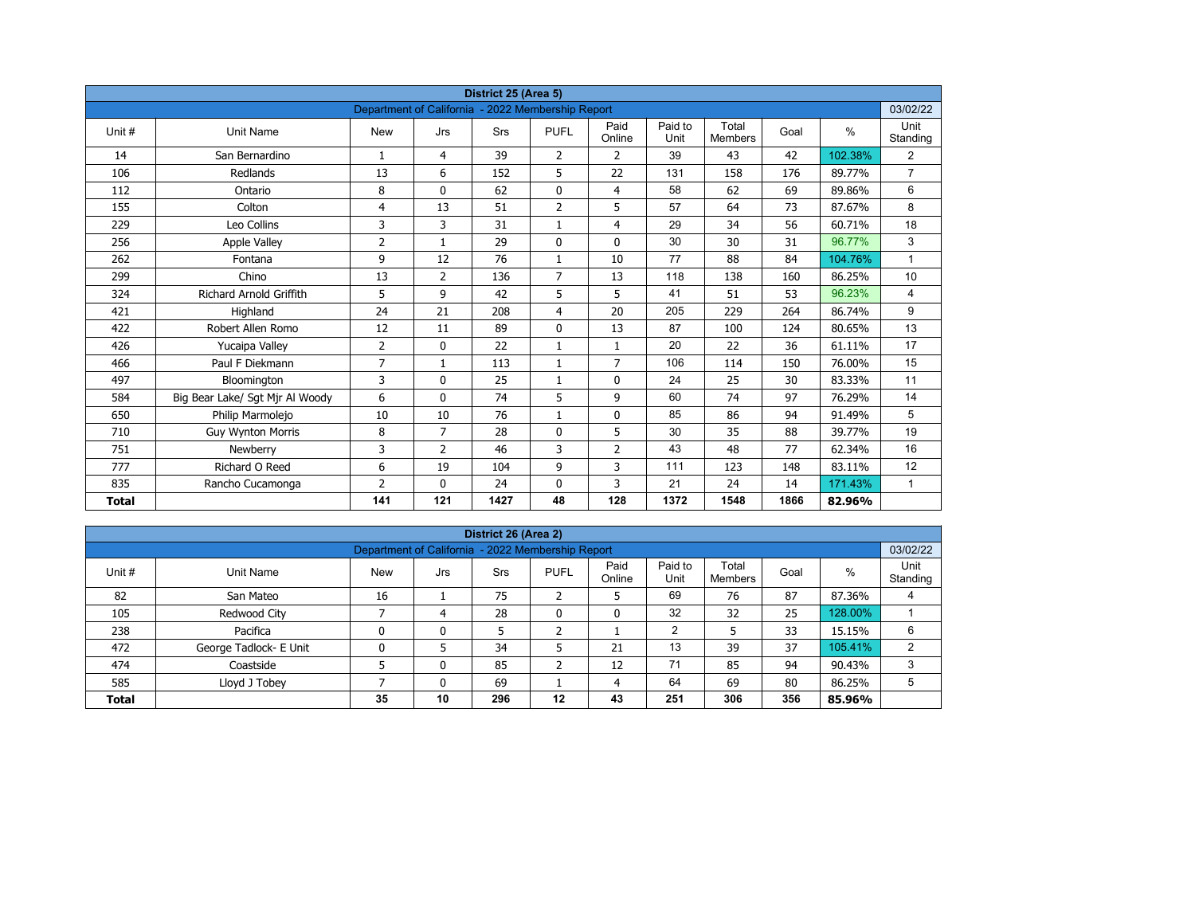| District 25 (Area 5) | | | | | | | | | | | |
|---|---|---|---|---|---|---|---|---|---|---|---|
| Department of California - 2022 Membership Report | | | | | | | | | | | 03/02/22 |
| Unit # | Unit Name | New | Jrs | Srs | PUFL | Paid Online | Paid to Unit | Total Members | Goal | % | Unit Standing |
| 14 | San Bernardino | 1 | 4 | 39 | 2 | 2 | 39 | 43 | 42 | 102.38% | 2 |
| 106 | Redlands | 13 | 6 | 152 | 5 | 22 | 131 | 158 | 176 | 89.77% | 7 |
| 112 | Ontario | 8 | 0 | 62 | 0 | 4 | 58 | 62 | 69 | 89.86% | 6 |
| 155 | Colton | 4 | 13 | 51 | 2 | 5 | 57 | 64 | 73 | 87.67% | 8 |
| 229 | Leo Collins | 3 | 3 | 31 | 1 | 4 | 29 | 34 | 56 | 60.71% | 18 |
| 256 | Apple Valley | 2 | 1 | 29 | 0 | 0 | 30 | 30 | 31 | 96.77% | 3 |
| 262 | Fontana | 9 | 12 | 76 | 1 | 10 | 77 | 88 | 84 | 104.76% | 1 |
| 299 | Chino | 13 | 2 | 136 | 7 | 13 | 118 | 138 | 160 | 86.25% | 10 |
| 324 | Richard Arnold Griffith | 5 | 9 | 42 | 5 | 5 | 41 | 51 | 53 | 96.23% | 4 |
| 421 | Highland | 24 | 21 | 208 | 4 | 20 | 205 | 229 | 264 | 86.74% | 9 |
| 422 | Robert Allen Romo | 12 | 11 | 89 | 0 | 13 | 87 | 100 | 124 | 80.65% | 13 |
| 426 | Yucaipa Valley | 2 | 0 | 22 | 1 | 1 | 20 | 22 | 36 | 61.11% | 17 |
| 466 | Paul F Diekmann | 7 | 1 | 113 | 1 | 7 | 106 | 114 | 150 | 76.00% | 15 |
| 497 | Bloomington | 3 | 0 | 25 | 1 | 0 | 24 | 25 | 30 | 83.33% | 11 |
| 584 | Big Bear Lake/ Sgt Mjr Al Woody | 6 | 0 | 74 | 5 | 9 | 60 | 74 | 97 | 76.29% | 14 |
| 650 | Philip Marmolejo | 10 | 10 | 76 | 1 | 0 | 85 | 86 | 94 | 91.49% | 5 |
| 710 | Guy Wynton Morris | 8 | 7 | 28 | 0 | 5 | 30 | 35 | 88 | 39.77% | 19 |
| 751 | Newberry | 3 | 2 | 46 | 3 | 2 | 43 | 48 | 77 | 62.34% | 16 |
| 777 | Richard O Reed | 6 | 19 | 104 | 9 | 3 | 111 | 123 | 148 | 83.11% | 12 |
| 835 | Rancho Cucamonga | 2 | 0 | 24 | 0 | 3 | 21 | 24 | 14 | 171.43% | 1 |
| **Total** | | **141** | **121** | **1427** | **48** | **128** | **1372** | **1548** | **1866** | **82.96%** | |

| District 26 (Area 2) | | | | | | | | | | | |
|---|---|---|---|---|---|---|---|---|---|---|---|
| Department of California - 2022 Membership Report | | | | | | | | | | | 03/02/22 |
| Unit # | Unit Name | New | Jrs | Srs | PUFL | Paid Online | Paid to Unit | Total Members | Goal | % | Unit Standing |
| 82 | San Mateo | 16 | 1 | 75 | 2 | 5 | 69 | 76 | 87 | 87.36% | 4 |
| 105 | Redwood City | 7 | 4 | 28 | 0 | 0 | 32 | 32 | 25 | 128.00% | 1 |
| 238 | Pacifica | 0 | 0 | 5 | 2 | 1 | 2 | 5 | 33 | 15.15% | 6 |
| 472 | George Tadlock- E Unit | 0 | 5 | 34 | 5 | 21 | 13 | 39 | 37 | 105.41% | 2 |
| 474 | Coastside | 5 | 0 | 85 | 2 | 12 | 71 | 85 | 94 | 90.43% | 3 |
| 585 | Lloyd J Tobey | 7 | 0 | 69 | 1 | 4 | 64 | 69 | 80 | 86.25% | 5 |
| **Total** | | **35** | **10** | **296** | **12** | **43** | **251** | **306** | **356** | **85.96%** | |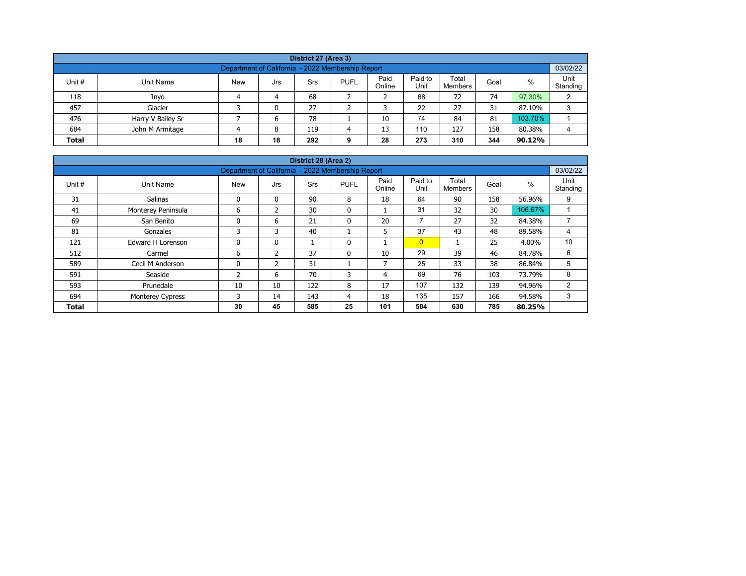| District 27 (Area 3) | | | | | | | | | | | |
|---|---|---|---|---|---|---|---|---|---|---|---|
| Department of California - 2022 Membership Report | | | | | | | | | | | 03/02/22 |
| Unit # | Unit Name | New | Jrs | Srs | PUFL | Paid Online | Paid to Unit | Total Members | Goal | % | Unit Standing |
| 118 | Inyo | 4 | 4 | 68 | 2 | 2 | 68 | 72 | 74 | 97.30% | 2 |
| 457 | Glacier | 3 | 0 | 27 | 2 | 3 | 22 | 27 | 31 | 87.10% | 3 |
| 476 | Harry V Bailey Sr | 7 | 6 | 78 | 1 | 10 | 74 | 84 | 81 | 103.70% | 1 |
| 684 | John M Armitage | 4 | 8 | 119 | 4 | 13 | 110 | 127 | 158 | 80.38% | 4 |
| **Total** | | **18** | **18** | **292** | **9** | **28** | **273** | **310** | **344** | **90.12%** | |

| District 28 (Area 2) | | | | | | | | | | | |
|---|---|---|---|---|---|---|---|---|---|---|---|
| Department of California - 2022 Membership Report | | | | | | | | | | | 03/02/22 |
| Unit # | Unit Name | New | Jrs | Srs | PUFL | Paid Online | Paid to Unit | Total Members | Goal | % | Unit Standing |
| 31 | Salinas | 0 | 0 | 90 | 8 | 18 | 64 | 90 | 158 | 56.96% | 9 |
| 41 | Monterey Peninsula | 6 | 2 | 30 | 0 | 1 | 31 | 32 | 30 | 106.67% | 1 |
| 69 | San Benito | 0 | 6 | 21 | 0 | 20 | 7 | 27 | 32 | 84.38% | 7 |
| 81 | Gonzales | 3 | 3 | 40 | 1 | 5 | 37 | 43 | 48 | 89.58% | 4 |
| 121 | Edward H Lorenson | 0 | 0 | 1 | 0 | 1 | 0 | 1 | 25 | 4.00% | 10 |
| 512 | Carmel | 6 | 2 | 37 | 0 | 10 | 29 | 39 | 46 | 84.78% | 6 |
| 589 | Cecil M Anderson | 0 | 2 | 31 | 1 | 7 | 25 | 33 | 38 | 86.84% | 5 |
| 591 | Seaside | 2 | 6 | 70 | 3 | 4 | 69 | 76 | 103 | 73.79% | 8 |
| 593 | Prunedale | 10 | 10 | 122 | 8 | 17 | 107 | 132 | 139 | 94.96% | 2 |
| 694 | Monterey Cypress | 3 | 14 | 143 | 4 | 18 | 135 | 157 | 166 | 94.58% | 3 |
| **Total** | | **30** | **45** | **585** | **25** | **101** | **504** | **630** | **785** | **80.25%** | |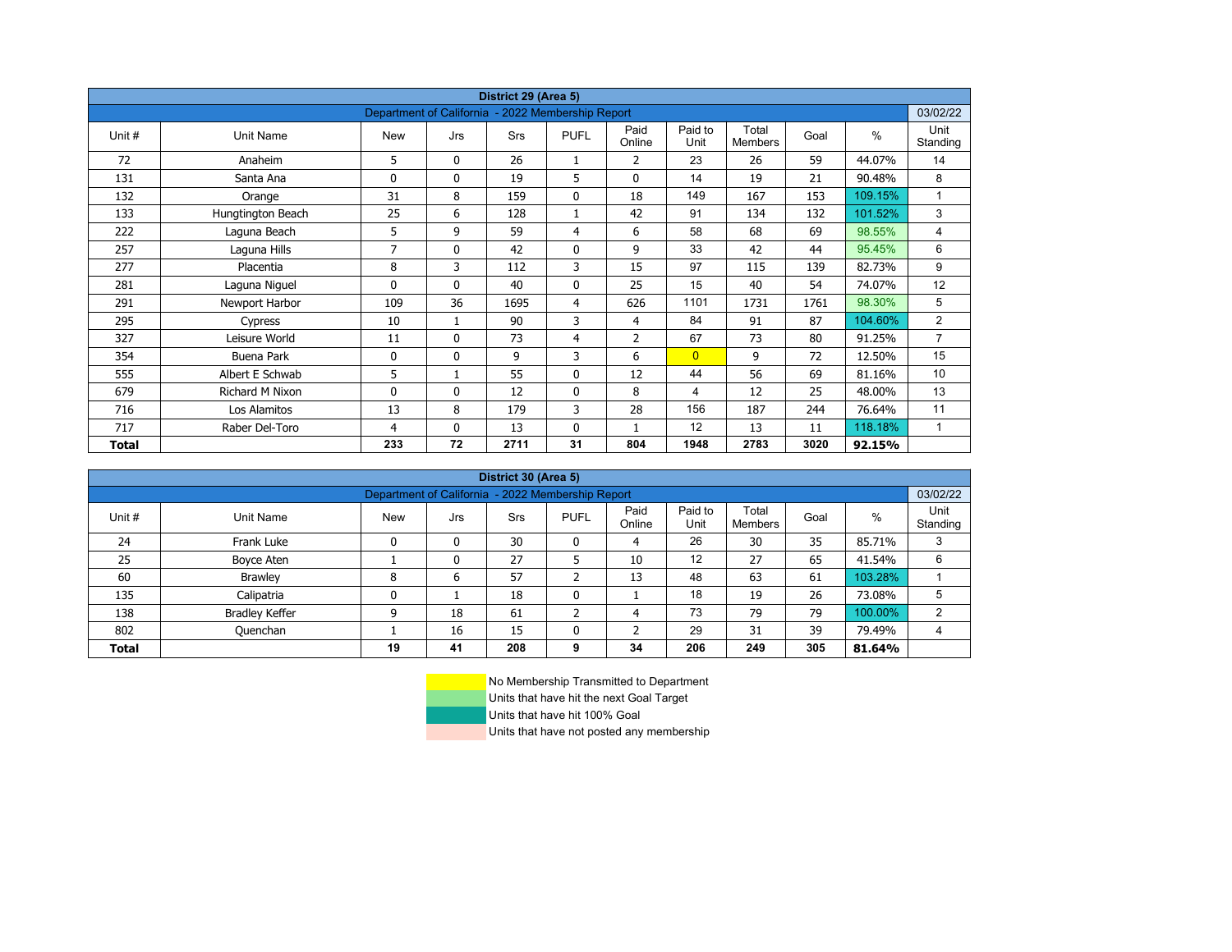| District 29 (Area 5) | | | | | | | | | | | |
|---|---|---|---|---|---|---|---|---|---|---|---|
| Department of California - 2022 Membership Report | | | | | | | | | | | 03/02/22 |
| Unit # | Unit Name | New | Jrs | Srs | PUFL | Paid Online | Paid to Unit | Total Members | Goal | % | Unit Standing |
| 72 | Anaheim | 5 | 0 | 26 | 1 | 2 | 23 | 26 | 59 | 44.07% | 14 |
| 131 | Santa Ana | 0 | 0 | 19 | 5 | 0 | 14 | 19 | 21 | 90.48% | 8 |
| 132 | Orange | 31 | 8 | 159 | 0 | 18 | 149 | 167 | 153 | 109.15% | 1 |
| 133 | Hungtington Beach | 25 | 6 | 128 | 1 | 42 | 91 | 134 | 132 | 101.52% | 3 |
| 222 | Laguna Beach | 5 | 9 | 59 | 4 | 6 | 58 | 68 | 69 | 98.55% | 4 |
| 257 | Laguna Hills | 7 | 0 | 42 | 0 | 9 | 33 | 42 | 44 | 95.45% | 6 |
| 277 | Placentia | 8 | 3 | 112 | 3 | 15 | 97 | 115 | 139 | 82.73% | 9 |
| 281 | Laguna Niguel | 0 | 0 | 40 | 0 | 25 | 15 | 40 | 54 | 74.07% | 12 |
| 291 | Newport Harbor | 109 | 36 | 1695 | 4 | 626 | 1101 | 1731 | 1761 | 98.30% | 5 |
| 295 | Cypress | 10 | 1 | 90 | 3 | 4 | 84 | 91 | 87 | 104.60% | 2 |
| 327 | Leisure World | 11 | 0 | 73 | 4 | 2 | 67 | 73 | 80 | 91.25% | 7 |
| 354 | Buena Park | 0 | 0 | 9 | 3 | 6 | 0 | 9 | 72 | 12.50% | 15 |
| 555 | Albert E Schwab | 5 | 1 | 55 | 0 | 12 | 44 | 56 | 69 | 81.16% | 10 |
| 679 | Richard M Nixon | 0 | 0 | 12 | 0 | 8 | 4 | 12 | 25 | 48.00% | 13 |
| 716 | Los Alamitos | 13 | 8 | 179 | 3 | 28 | 156 | 187 | 244 | 76.64% | 11 |
| 717 | Raber Del-Toro | 4 | 0 | 13 | 0 | 1 | 12 | 13 | 11 | 118.18% | 1 |
| **Total** | | **233** | **72** | **2711** | **31** | **804** | **1948** | **2783** | **3020** | **92.15%** | |

| District 30 (Area 5) | | | | | | | | | | | |
|---|---|---|---|---|---|---|---|---|---|---|---|
| Department of California - 2022 Membership Report | | | | | | | | | | | 03/02/22 |
| Unit # | Unit Name | New | Jrs | Srs | PUFL | Paid Online | Paid to Unit | Total Members | Goal | % | Unit Standing |
| 24 | Frank Luke | 0 | 0 | 30 | 0 | 4 | 26 | 30 | 35 | 85.71% | 3 |
| 25 | Boyce Aten | 1 | 0 | 27 | 5 | 10 | 12 | 27 | 65 | 41.54% | 6 |
| 60 | Brawley | 8 | 6 | 57 | 2 | 13 | 48 | 63 | 61 | 103.28% | 1 |
| 135 | Calipatria | 0 | 1 | 18 | 0 | 1 | 18 | 19 | 26 | 73.08% | 5 |
| 138 | Bradley Keffer | 9 | 18 | 61 | 2 | 4 | 73 | 79 | 79 | 100.00% | 2 |
| 802 | Quenchan | 1 | 16 | 15 | 0 | 2 | 29 | 31 | 39 | 79.49% | 4 |
| **Total** | | **19** | **41** | **208** | **9** | **34** | **206** | **249** | **305** | **81.64%** | |

No Membership Transmitted to Department

Units that have hit the next Goal Target

Units that have hit 100% Goal

Units that have not posted any membership